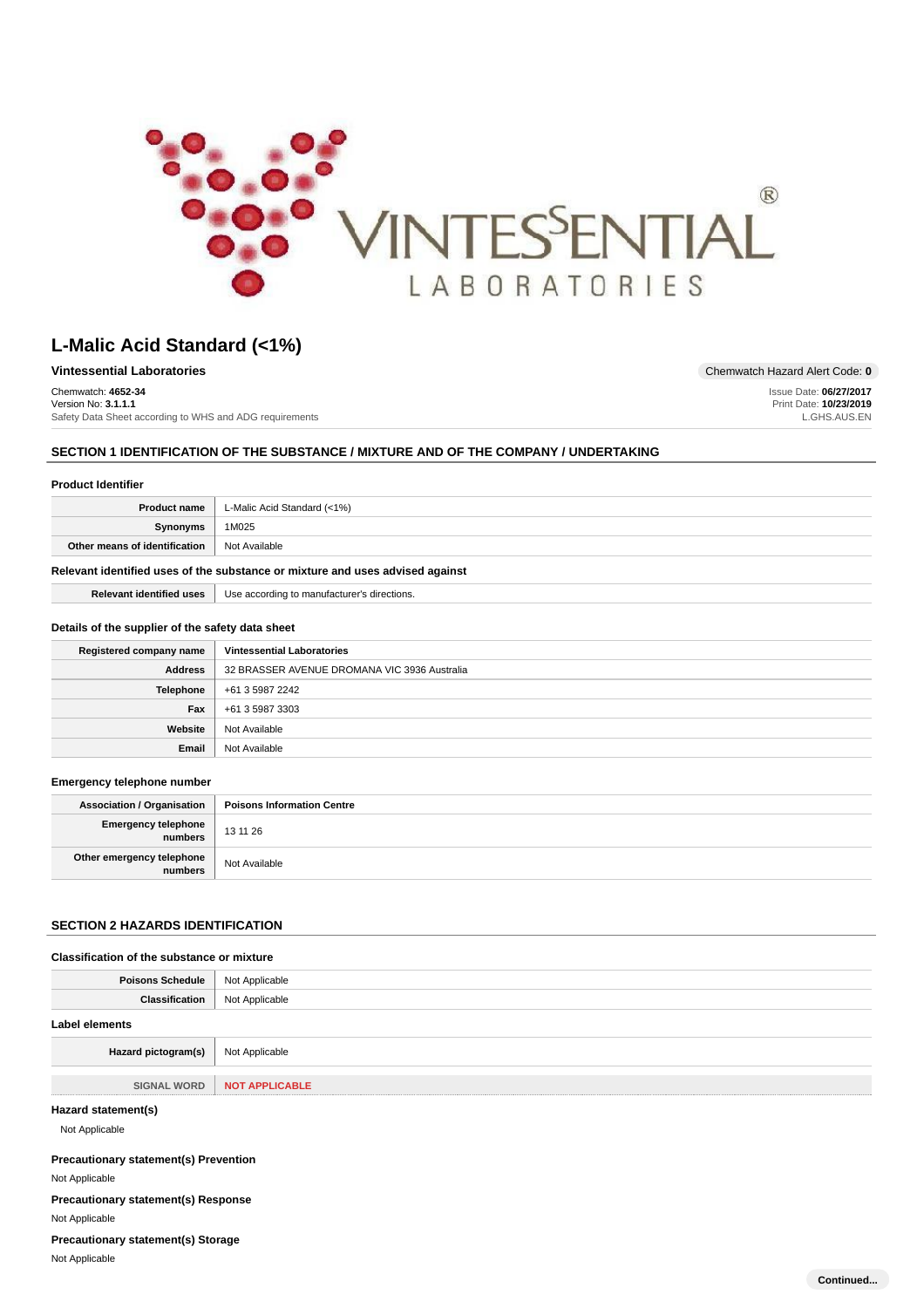# L-Malic Acid Standard (<1%)

**Vintessential Laboratories**

Chemwatch Hazard Alert Code: **0**

Chemwatch: **4652-34**
Version No: **3.1.1.1**
Safety Data Sheet according to WHS and ADG requirements

Issue Date: **06/27/2017**
Print Date: **10/23/2019**
L.GHS.AUS.EN

## SECTION 1 IDENTIFICATION OF THE SUBSTANCE / MIXTURE AND OF THE COMPANY / UNDERTAKING

### Product Identifier

| | |
|---|---|
| **Product name** | L-Malic Acid Standard (<1%) |
| **Synonyms** | 1M025 |
| **Other means of identification** | Not Available |

### Relevant identified uses of the substance or mixture and uses advised against

| | |
|---|---|
| **Relevant identified uses** | Use according to manufacturer's directions. |

### Details of the supplier of the safety data sheet

| | |
|---|---|
| **Registered company name** | **Vintessential Laboratories** |
| **Address** | 32 BRASSER AVENUE DROMANA VIC 3936 Australia |
| **Telephone** | +61 3 5987 2242 |
| **Fax** | +61 3 5987 3303 |
| **Website** | Not Available |
| **Email** | Not Available |

### Emergency telephone number

| | |
|---|---|
| **Association / Organisation** | **Poisons Information Centre** |
| **Emergency telephone numbers** | 13 11 26 |
| **Other emergency telephone numbers** | Not Available |

## SECTION 2 HAZARDS IDENTIFICATION

### Classification of the substance or mixture

| | |
|---|---|
| **Poisons Schedule** | Not Applicable |
| **Classification** | Not Applicable |

### Label elements

| | |
|---|---|
| **Hazard pictogram(s)** | Not Applicable |
| SIGNAL WORD | **NOT APPLICABLE** |

### Hazard statement(s)

Not Applicable

### Precautionary statement(s) Prevention

Not Applicable

### Precautionary statement(s) Response

Not Applicable

### Precautionary statement(s) Storage

Not Applicable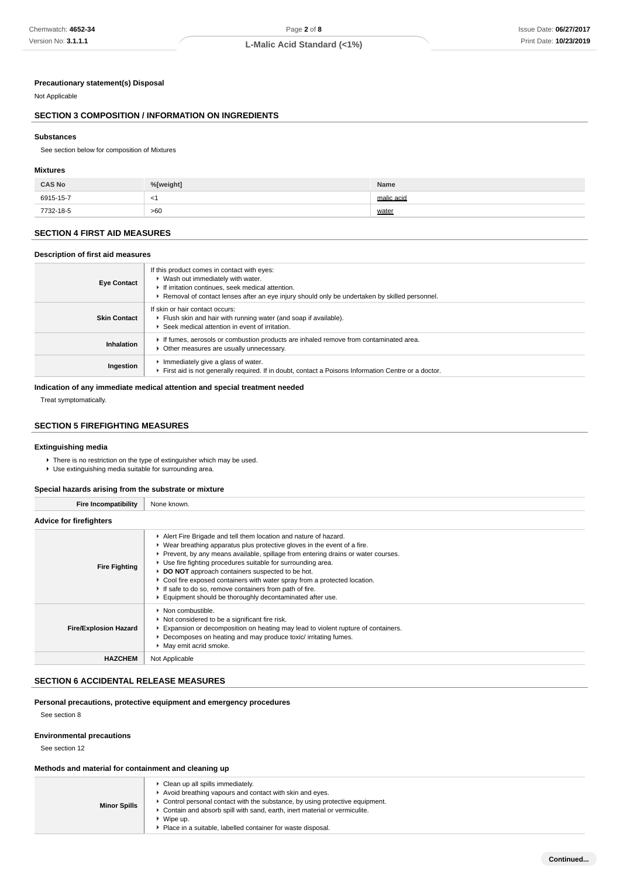**Precautionary statement(s) Disposal**

Not Applicable

## SECTION 3 COMPOSITION / INFORMATION ON INGREDIENTS

### Substances

See section below for composition of Mixtures

### Mixtures

| CAS No | %[weight] | Name |
|---|---|---|
| 6915-15-7 | <1 | malic acid |
| 7732-18-5 | >60 | water |

## SECTION 4 FIRST AID MEASURES

### Description of first aid measures

| | |
|---|---|
| **Eye Contact** | If this product comes in contact with eyes:<br>▸ Wash out immediately with water.<br>▸ If irritation continues, seek medical attention.<br>▸ Removal of contact lenses after an eye injury should only be undertaken by skilled personnel. |
| **Skin Contact** | If skin or hair contact occurs:<br>▸ Flush skin and hair with running water (and soap if available).<br>▸ Seek medical attention in event of irritation. |
| **Inhalation** | ▸ If fumes, aerosols or combustion products are inhaled remove from contaminated area.<br>▸ Other measures are usually unnecessary. |
| **Ingestion** | ▸ Immediately give a glass of water.<br>▸ First aid is not generally required. If in doubt, contact a Poisons Information Centre or a doctor. |

### Indication of any immediate medical attention and special treatment needed

Treat symptomatically.

## SECTION 5 FIREFIGHTING MEASURES

### Extinguishing media

- There is no restriction on the type of extinguisher which may be used.
- Use extinguishing media suitable for surrounding area.

### Special hazards arising from the substrate or mixture

| | |
|---|---|
| **Fire Incompatibility** | None known. |

### Advice for firefighters

| | |
|---|---|
| **Fire Fighting** | ▸ Alert Fire Brigade and tell them location and nature of hazard.<br>▸ Wear breathing apparatus plus protective gloves in the event of a fire.<br>▸ Prevent, by any means available, spillage from entering drains or water courses.<br>▸ Use fire fighting procedures suitable for surrounding area.<br>▸ **DO NOT** approach containers suspected to be hot.<br>▸ Cool fire exposed containers with water spray from a protected location.<br>▸ If safe to do so, remove containers from path of fire.<br>▸ Equipment should be thoroughly decontaminated after use. |
| **Fire/Explosion Hazard** | ▸ Non combustible.<br>▸ Not considered to be a significant fire risk.<br>▸ Expansion or decomposition on heating may lead to violent rupture of containers.<br>▸ Decomposes on heating and may produce toxic/ irritating fumes.<br>▸ May emit acrid smoke. |
| **HAZCHEM** | Not Applicable |

## SECTION 6 ACCIDENTAL RELEASE MEASURES

### Personal precautions, protective equipment and emergency procedures

See section 8

### Environmental precautions

See section 12

### Methods and material for containment and cleaning up

| | |
|---|---|
| **Minor Spills** | ▸ Clean up all spills immediately.<br>▸ Avoid breathing vapours and contact with skin and eyes.<br>▸ Control personal contact with the substance, by using protective equipment.<br>▸ Contain and absorb spill with sand, earth, inert material or vermiculite.<br>▸ Wipe up.<br>▸ Place in a suitable, labelled container for waste disposal. |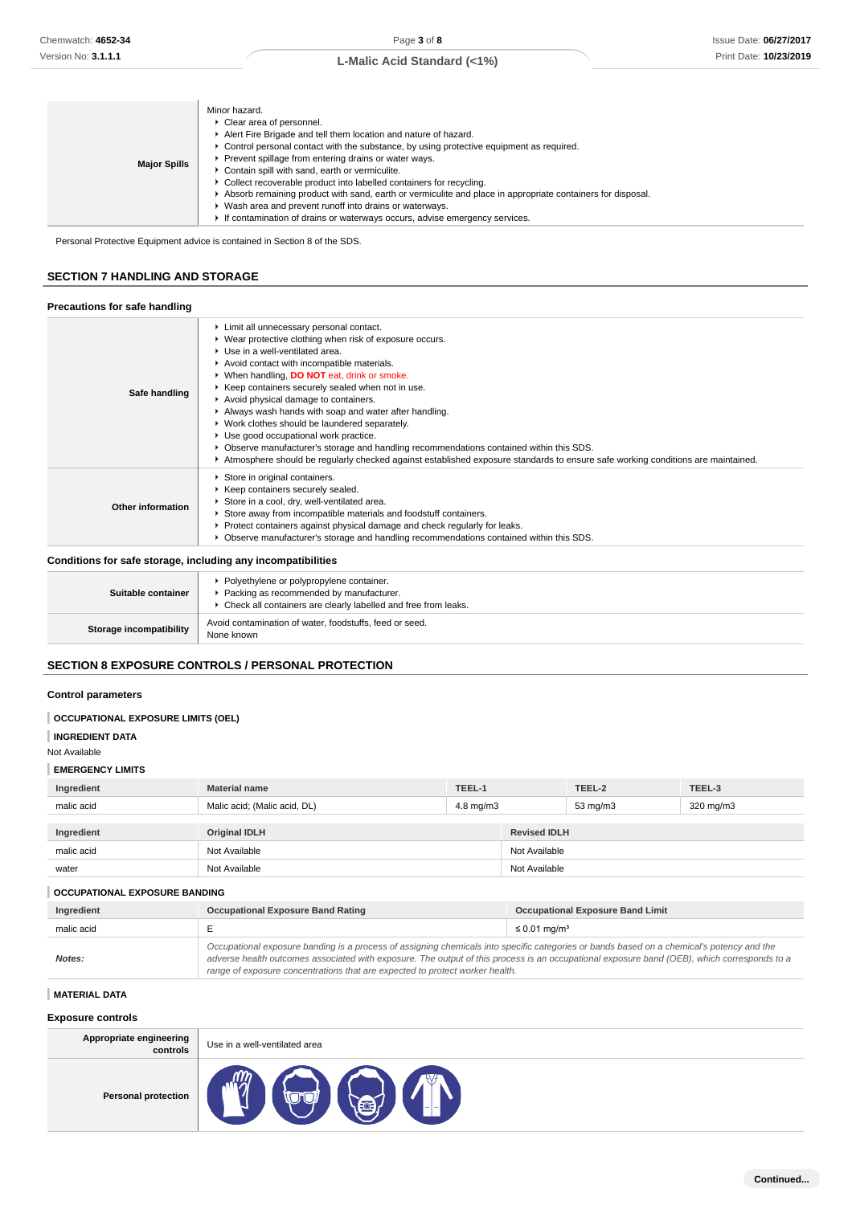| | |
|---|---|
| **Major Spills** | Minor hazard.<br>▸ Clear area of personnel.<br>▸ Alert Fire Brigade and tell them location and nature of hazard.<br>▸ Control personal contact with the substance, by using protective equipment as required.<br>▸ Prevent spillage from entering drains or water ways.<br>▸ Contain spill with sand, earth or vermiculite.<br>▸ Collect recoverable product into labelled containers for recycling.<br>▸ Absorb remaining product with sand, earth or vermiculite and place in appropriate containers for disposal.<br>▸ Wash area and prevent runoff into drains or waterways.<br>▸ If contamination of drains or waterways occurs, advise emergency services. |

Personal Protective Equipment advice is contained in Section 8 of the SDS.

## SECTION 7 HANDLING AND STORAGE

### Precautions for safe handling

| | |
|---|---|
| **Safe handling** | ▸ Limit all unnecessary personal contact.<br>▸ Wear protective clothing when risk of exposure occurs.<br>▸ Use in a well-ventilated area.<br>▸ Avoid contact with incompatible materials.<br>▸ When handling, **DO NOT** eat, drink or smoke.<br>▸ Keep containers securely sealed when not in use.<br>▸ Avoid physical damage to containers.<br>▸ Always wash hands with soap and water after handling.<br>▸ Work clothes should be laundered separately.<br>▸ Use good occupational work practice.<br>▸ Observe manufacturer's storage and handling recommendations contained within this SDS.<br>▸ Atmosphere should be regularly checked against established exposure standards to ensure safe working conditions are maintained. |
| **Other information** | ▸ Store in original containers.<br>▸ Keep containers securely sealed.<br>▸ Store in a cool, dry, well-ventilated area.<br>▸ Store away from incompatible materials and foodstuff containers.<br>▸ Protect containers against physical damage and check regularly for leaks.<br>▸ Observe manufacturer's storage and handling recommendations contained within this SDS. |

### Conditions for safe storage, including any incompatibilities

| | |
|---|---|
| **Suitable container** | ▸ Polyethylene or polypropylene container.<br>▸ Packing as recommended by manufacturer.<br>▸ Check all containers are clearly labelled and free from leaks. |
| **Storage incompatibility** | Avoid contamination of water, foodstuffs, feed or seed.<br>None known |

## SECTION 8 EXPOSURE CONTROLS / PERSONAL PROTECTION

### Control parameters

#### OCCUPATIONAL EXPOSURE LIMITS (OEL)

#### INGREDIENT DATA

Not Available

#### EMERGENCY LIMITS

| Ingredient | Material name | TEEL-1 | TEEL-2 | TEEL-3 |
|---|---|---|---|---|
| malic acid | Malic acid; (Malic acid, DL) | 4.8 mg/m3 | 53 mg/m3 | 320 mg/m3 |

| Ingredient | Original IDLH | Revised IDLH |
|---|---|---|
| malic acid | Not Available | Not Available |
| water | Not Available | Not Available |

#### OCCUPATIONAL EXPOSURE BANDING

| Ingredient | Occupational Exposure Band Rating | Occupational Exposure Band Limit |
|---|---|---|
| malic acid | E | ≤ 0.01 mg/m³ |
| ***Notes:*** | *Occupational exposure banding is a process of assigning chemicals into specific categories or bands based on a chemical's potency and the adverse health outcomes associated with exposure. The output of this process is an occupational exposure band (OEB), which corresponds to a range of exposure concentrations that are expected to protect worker health.* | |

#### MATERIAL DATA

### Exposure controls

| | |
|---|---|
| **Appropriate engineering controls** | Use in a well-ventilated area |
| **Personal protection** | |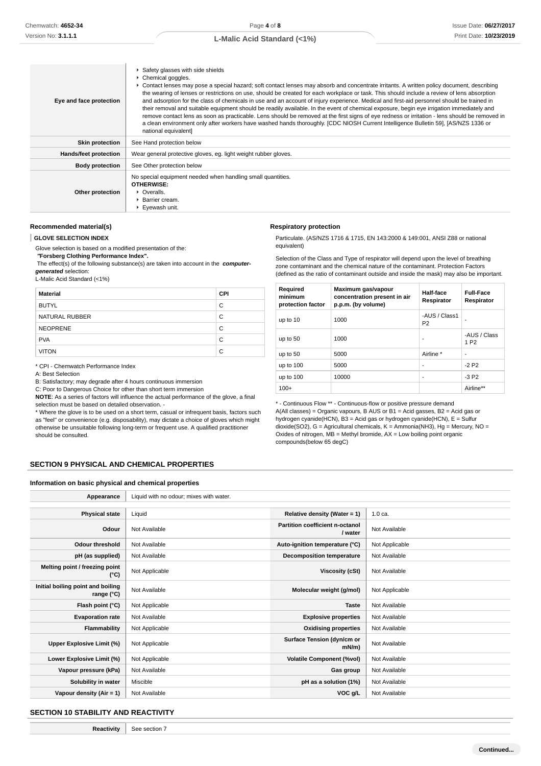| | |
|---|---|
| **Eye and face protection** | ▸ Safety glasses with side shields<br>▸ Chemical goggles.<br>▸ Contact lenses may pose a special hazard; soft contact lenses may absorb and concentrate irritants. A written policy document, describing the wearing of lenses or restrictions on use, should be created for each workplace or task. This should include a review of lens absorption and adsorption for the class of chemicals in use and an account of injury experience. Medical and first-aid personnel should be trained in their removal and suitable equipment should be readily available. In the event of chemical exposure, begin eye irrigation immediately and remove contact lens as soon as practicable. Lens should be removed at the first signs of eye redness or irritation - lens should be removed in a clean environment only after workers have washed hands thoroughly. [CDC NIOSH Current Intelligence Bulletin 59], [AS/NZS 1336 or national equivalent] |
| **Skin protection** | See Hand protection below |
| **Hands/feet protection** | Wear general protective gloves, eg. light weight rubber gloves. |
| **Body protection** | See Other protection below |
| **Other protection** | No special equipment needed when handling small quantities.<br>**OTHERWISE:**<br>▸ Overalls.<br>▸ Barrier cream.<br>▸ Eyewash unit. |

### Recommended material(s)

**GLOVE SELECTION INDEX**

Glove selection is based on a modified presentation of the:

***"*Forsberg Clothing Performance Index".**

The effect(s) of the following substance(s) are taken into account in the ***computer-generated*** selection:

L-Malic Acid Standard (<1%)

| Material | CPI |
|---|---|
| BUTYL | C |
| NATURAL RUBBER | C |
| NEOPRENE | C |
| PVA | C |
| VITON | C |

* CPI - Chemwatch Performance Index

A: Best Selection

B: Satisfactory; may degrade after 4 hours continuous immersion

C: Poor to Dangerous Choice for other than short term immersion

**NOTE**: As a series of factors will influence the actual performance of the glove, a final selection must be based on detailed observation. -

* Where the glove is to be used on a short term, casual or infrequent basis, factors such as "feel" or convenience (e.g. disposability), may dictate a choice of gloves which might otherwise be unsuitable following long-term or frequent use. A qualified practitioner should be consulted.

### Respiratory protection

Particulate. (AS/NZS 1716 & 1715, EN 143:2000 & 149:001, ANSI Z88 or national equivalent)

Selection of the Class and Type of respirator will depend upon the level of breathing zone contaminant and the chemical nature of the contaminant. Protection Factors (defined as the ratio of contaminant outside and inside the mask) may also be important.

| Required minimum protection factor | Maximum gas/vapour concentration present in air p.p.m. (by volume) | Half-face Respirator | Full-Face Respirator |
|---|---|---|---|
| up to 10 | 1000 | -AUS / Class1 P2 | - |
| up to 50 | 1000 | - | -AUS / Class 1 P2 |
| up to 50 | 5000 | Airline * | - |
| up to 100 | 5000 | - | -2 P2 |
| up to 100 | 10000 | - | -3 P2 |
| 100+ | | | Airline** |

* - Continuous Flow ** - Continuous-flow or positive pressure demand

A(All classes) = Organic vapours, B AUS or B1 = Acid gasses, B2 = Acid gas or hydrogen cyanide(HCN), B3 = Acid gas or hydrogen cyanide(HCN), E = Sulfur dioxide(SO2), G = Agricultural chemicals, K = Ammonia(NH3), Hg = Mercury, NO = Oxides of nitrogen, MB = Methyl bromide, AX = Low boiling point organic compounds(below 65 degC)

## SECTION 9 PHYSICAL AND CHEMICAL PROPERTIES

### Information on basic physical and chemical properties

| **Appearance** | Liquid with no odour; mixes with water. | | |
|---|---|---|---|
| **Physical state** | Liquid | **Relative density (Water = 1)** | 1.0 ca. |
| **Odour** | Not Available | **Partition coefficient n-octanol / water** | Not Available |
| **Odour threshold** | Not Available | **Auto-ignition temperature (°C)** | Not Applicable |
| **pH (as supplied)** | Not Available | **Decomposition temperature** | Not Available |
| **Melting point / freezing point (°C)** | Not Applicable | **Viscosity (cSt)** | Not Available |
| **Initial boiling point and boiling range (°C)** | Not Available | **Molecular weight (g/mol)** | Not Applicable |
| **Flash point (°C)** | Not Applicable | **Taste** | Not Available |
| **Evaporation rate** | Not Available | **Explosive properties** | Not Available |
| **Flammability** | Not Applicable | **Oxidising properties** | Not Available |
| **Upper Explosive Limit (%)** | Not Applicable | **Surface Tension (dyn/cm or mN/m)** | Not Available |
| **Lower Explosive Limit (%)** | Not Applicable | **Volatile Component (%vol)** | Not Available |
| **Vapour pressure (kPa)** | Not Available | **Gas group** | Not Available |
| **Solubility in water** | Miscible | **pH as a solution (1%)** | Not Available |
| **Vapour density (Air = 1)** | Not Available | **VOC g/L** | Not Available |

## SECTION 10 STABILITY AND REACTIVITY

| | |
|---|---|
| **Reactivity** | See section 7 |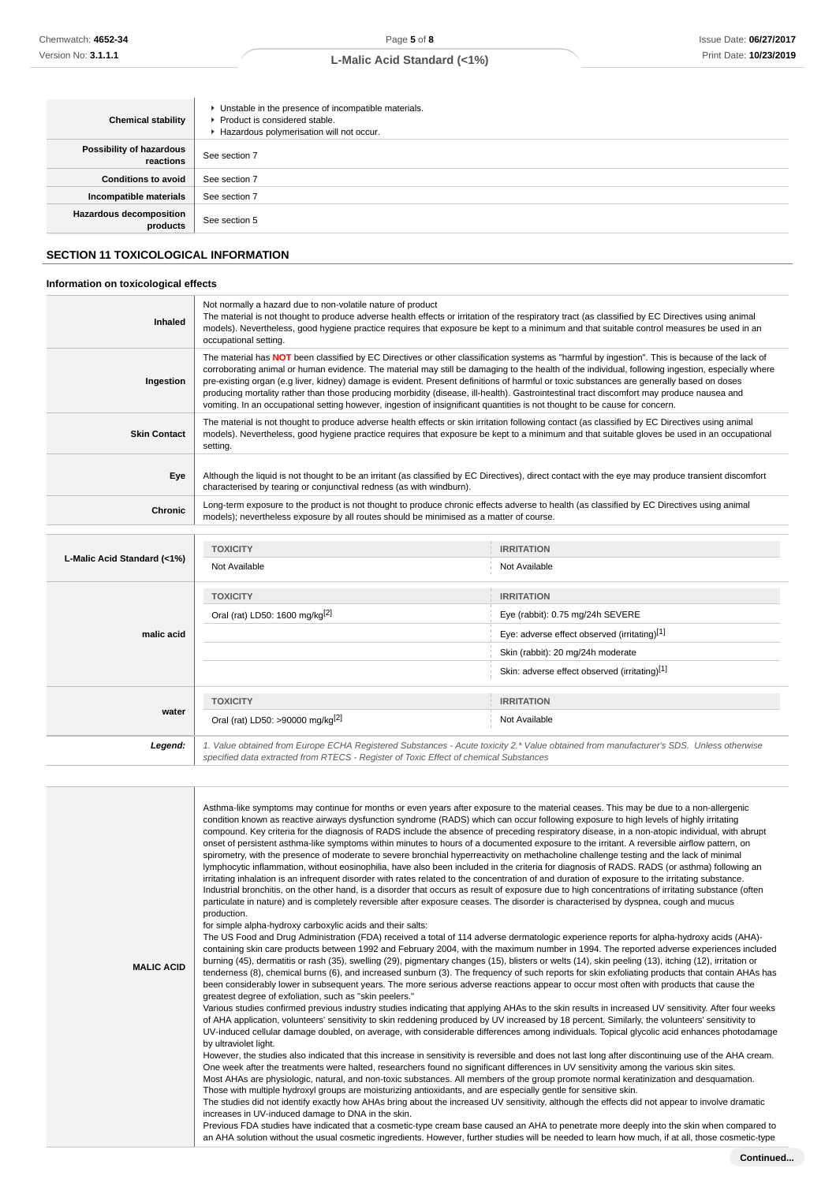| | |
|---|---|
| **Chemical stability** | ▸ Unstable in the presence of incompatible materials.<br>▸ Product is considered stable.<br>▸ Hazardous polymerisation will not occur. |
| **Possibility of hazardous reactions** | See section 7 |
| **Conditions to avoid** | See section 7 |
| **Incompatible materials** | See section 7 |
| **Hazardous decomposition products** | See section 5 |

## SECTION 11 TOXICOLOGICAL INFORMATION

### Information on toxicological effects

| | |
|---|---|
| **Inhaled** | Not normally a hazard due to non-volatile nature of product<br>The material is not thought to produce adverse health effects or irritation of the respiratory tract (as classified by EC Directives using animal models). Nevertheless, good hygiene practice requires that exposure be kept to a minimum and that suitable control measures be used in an occupational setting. |
| **Ingestion** | The material has **NOT** been classified by EC Directives or other classification systems as "harmful by ingestion". This is because of the lack of corroborating animal or human evidence. The material may still be damaging to the health of the individual, following ingestion, especially where pre-existing organ (e.g liver, kidney) damage is evident. Present definitions of harmful or toxic substances are generally based on doses producing mortality rather than those producing morbidity (disease, ill-health). Gastrointestinal tract discomfort may produce nausea and vomiting. In an occupational setting however, ingestion of insignificant quantities is not thought to be cause for concern. |
| **Skin Contact** | The material is not thought to produce adverse health effects or skin irritation following contact (as classified by EC Directives using animal models). Nevertheless, good hygiene practice requires that exposure be kept to a minimum and that suitable gloves be used in an occupational setting. |
| **Eye** | Although the liquid is not thought to be an irritant (as classified by EC Directives), direct contact with the eye may produce transient discomfort characterised by tearing or conjunctival redness (as with windburn). |
| **Chronic** | Long-term exposure to the product is not thought to produce chronic effects adverse to health (as classified by EC Directives using animal models); nevertheless exposure by all routes should be minimised as a matter of course. |

| | TOXICITY | IRRITATION |
|---|---|---|
| **L-Malic Acid Standard (<1%)** | Not Available | Not Available |
| **malic acid** | **TOXICITY** | **IRRITATION** |
| | Oral (rat) LD50: 1600 mg/kg[2] | Eye (rabbit): 0.75 mg/24h SEVERE |
| | | Eye: adverse effect observed (irritating)[1] |
| | | Skin (rabbit): 20 mg/24h moderate |
| | | Skin: adverse effect observed (irritating)[1] |
| **water** | **TOXICITY** | **IRRITATION** |
| | Oral (rat) LD50: >90000 mg/kg[2] | Not Available |
| ***Legend:*** | *1. Value obtained from Europe ECHA Registered Substances - Acute toxicity 2.* Value obtained from manufacturer's SDS. Unless otherwise specified data extracted from RTECS - Register of Toxic Effect of chemical Substances* | |

| | |
|---|---|
| **MALIC ACID** | Asthma-like symptoms may continue for months or even years after exposure to the material ceases. This may be due to a non-allergenic condition known as reactive airways dysfunction syndrome (RADS) which can occur following exposure to high levels of highly irritating compound. Key criteria for the diagnosis of RADS include the absence of preceding respiratory disease, in a non-atopic individual, with abrupt onset of persistent asthma-like symptoms within minutes to hours of a documented exposure to the irritant. A reversible airflow pattern, on spirometry, with the presence of moderate to severe bronchial hyperreactivity on methacholine challenge testing and the lack of minimal lymphocytic inflammation, without eosinophilia, have also been included in the criteria for diagnosis of RADS. RADS (or asthma) following an irritating inhalation is an infrequent disorder with rates related to the concentration of and duration of exposure to the irritating substance. Industrial bronchitis, on the other hand, is a disorder that occurs as result of exposure due to high concentrations of irritating substance (often particulate in nature) and is completely reversible after exposure ceases. The disorder is characterised by dyspnea, cough and mucus production.<br>for simple alpha-hydroxy carboxylic acids and their salts:<br>The US Food and Drug Administration (FDA) received a total of 114 adverse dermatologic experience reports for alpha-hydroxy acids (AHA)-containing skin care products between 1992 and February 2004, with the maximum number in 1994. The reported adverse experiences included burning (45), dermatitis or rash (35), swelling (29), pigmentary changes (15), blisters or welts (14), skin peeling (13), itching (12), irritation or tenderness (8), chemical burns (6), and increased sunburn (3). The frequency of such reports for skin exfoliating products that contain AHAs has been considerably lower in subsequent years. The more serious adverse reactions appear to occur most often with products that cause the greatest degree of exfoliation, such as "skin peelers."<br>Various studies confirmed previous industry studies indicating that applying AHAs to the skin results in increased UV sensitivity. After four weeks of AHA application, volunteers' sensitivity to skin reddening produced by UV increased by 18 percent. Similarly, the volunteers' sensitivity to UV-induced cellular damage doubled, on average, with considerable differences among individuals. Topical glycolic acid enhances photodamage by ultraviolet light.<br>However, the studies also indicated that this increase in sensitivity is reversible and does not last long after discontinuing use of the AHA cream. One week after the treatments were halted, researchers found no significant differences in UV sensitivity among the various skin sites.<br>Most AHAs are physiologic, natural, and non-toxic substances. All members of the group promote normal keratinization and desquamation. Those with multiple hydroxyl groups are moisturizing antioxidants, and are especially gentle for sensitive skin.<br>The studies did not identify exactly how AHAs bring about the increased UV sensitivity, although the effects did not appear to involve dramatic increases in UV-induced damage to DNA in the skin.<br>Previous FDA studies have indicated that a cosmetic-type cream base caused an AHA to penetrate more deeply into the skin when compared to an AHA solution without the usual cosmetic ingredients. However, further studies will be needed to learn how much, if at all, those cosmetic-type |

Continued...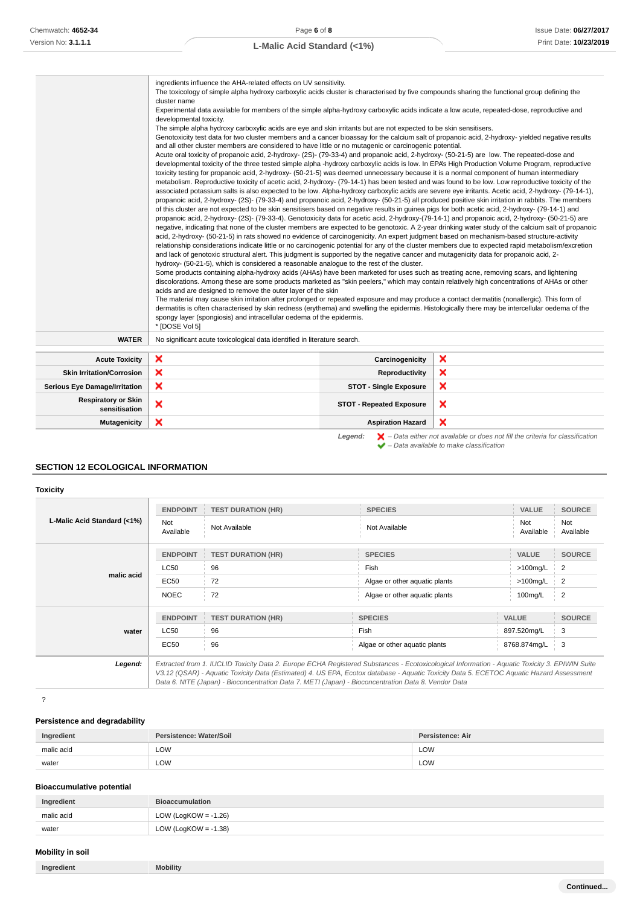| | |
|---|---|
| | ingredients influence the AHA-related effects on UV sensitivity.<br>The toxicology of simple alpha hydroxy carboxylic acids cluster is characterised by five compounds sharing the functional group defining the cluster name<br>Experimental data available for members of the simple alpha-hydroxy carboxylic acids indicate a low acute, repeated-dose, reproductive and developmental toxicity.<br>The simple alpha hydroxy carboxylic acids are eye and skin irritants but are not expected to be skin sensitisers.<br>Genotoxicity test data for two cluster members and a cancer bioassay for the calcium salt of propanoic acid, 2-hydroxy- yielded negative results and all other cluster members are considered to have little or no mutagenic or carcinogenic potential.<br>Acute oral toxicity of propanoic acid, 2-hydroxy- (2S)- (79-33-4) and propanoic acid, 2-hydroxy- (50-21-5) are low. The repeated-dose and developmental toxicity of the three tested simple alpha -hydroxy carboxylic acids is low. In EPAs High Production Volume Program, reproductive toxicity testing for propanoic acid, 2-hydroxy- (50-21-5) was deemed unnecessary because it is a normal component of human intermediary metabolism. Reproductive toxicity of acetic acid, 2-hydroxy- (79-14-1) has been tested and was found to be low. Low reproductive toxicity of the associated potassium salts is also expected to be low. Alpha-hydroxy carboxylic acids are severe eye irritants. Acetic acid, 2-hydroxy- (79-14-1), propanoic acid, 2-hydroxy- (2S)- (79-33-4) and propanoic acid, 2-hydroxy- (50-21-5) all produced positive skin irritation in rabbits. The members of this cluster are not expected to be skin sensitisers based on negative results in guinea pigs for both acetic acid, 2-hydroxy- (79-14-1) and propanoic acid, 2-hydroxy- (2S)- (79-33-4). Genotoxicity data for acetic acid, 2-hydroxy-(79-14-1) and propanoic acid, 2-hydroxy- (50-21-5) are negative, indicating that none of the cluster members are expected to be genotoxic. A 2-year drinking water study of the calcium salt of propanoic acid, 2-hydroxy- (50-21-5) in rats showed no evidence of carcinogenicity. An expert judgment based on mechanism-based structure-activity relationship considerations indicate little or no carcinogenic potential for any of the cluster members due to expected rapid metabolism/excretion and lack of genotoxic structural alert. This judgment is supported by the negative cancer and mutagenicity data for propanoic acid, 2-hydroxy- (50-21-5), which is considered a reasonable analogue to the rest of the cluster.<br>Some products containing alpha-hydroxy acids (AHAs) have been marketed for uses such as treating acne, removing scars, and lightening discolorations. Among these are some products marketed as "skin peelers," which may contain relatively high concentrations of AHAs or other acids and are designed to remove the outer layer of the skin<br>The material may cause skin irritation after prolonged or repeated exposure and may produce a contact dermatitis (nonallergic). This form of dermatitis is often characterised by skin redness (erythema) and swelling the epidermis. Histologically there may be intercellular oedema of the spongy layer (spongiosis) and intracellular oedema of the epidermis.<br>* [DOSE Vol 5] |
| **WATER** | No significant acute toxicological data identified in literature search. |

| | | | |
|---|---|---|---|
| **Acute Toxicity** | ✗ | **Carcinogenicity** | ✗ |
| **Skin Irritation/Corrosion** | ✗ | **Reproductivity** | ✗ |
| **Serious Eye Damage/Irritation** | ✗ | **STOT - Single Exposure** | ✗ |
| **Respiratory or Skin sensitisation** | ✗ | **STOT - Repeated Exposure** | ✗ |
| **Mutagenicity** | ✗ | **Aspiration Hazard** | ✗ |

***Legend:*** *✗ – Data either not available or does not fill the criteria for classification*
*✔ – Data available to make classification*

## SECTION 12 ECOLOGICAL INFORMATION

### Toxicity

| | ENDPOINT | TEST DURATION (HR) | SPECIES | VALUE | SOURCE |
|---|---|---|---|---|---|
| **L-Malic Acid Standard (<1%)** | Not Available | Not Available | Not Available | Not Available | Not Available |
| **malic acid** | LC50 | 96 | Fish | >100mg/L | 2 |
| | EC50 | 72 | Algae or other aquatic plants | >100mg/L | 2 |
| | NOEC | 72 | Algae or other aquatic plants | 100mg/L | 2 |
| **water** | LC50 | 96 | Fish | 897.520mg/L | 3 |
| | EC50 | 96 | Algae or other aquatic plants | 8768.874mg/L | 3 |

***Legend:*** *Extracted from 1. IUCLID Toxicity Data 2. Europe ECHA Registered Substances - Ecotoxicological Information - Aquatic Toxicity 3. EPIWIN Suite V3.12 (QSAR) - Aquatic Toxicity Data (Estimated) 4. US EPA, Ecotox database - Aquatic Toxicity Data 5. ECETOC Aquatic Hazard Assessment Data 6. NITE (Japan) - Bioconcentration Data 7. METI (Japan) - Bioconcentration Data 8. Vendor Data*

?

### Persistence and degradability

| Ingredient | Persistence: Water/Soil | Persistence: Air |
|---|---|---|
| malic acid | LOW | LOW |
| water | LOW | LOW |

### Bioaccumulative potential

| Ingredient | Bioaccumulation |
|---|---|
| malic acid | LOW (LogKOW = -1.26) |
| water | LOW (LogKOW = -1.38) |

### Mobility in soil

| Ingredient | Mobility |
|---|---|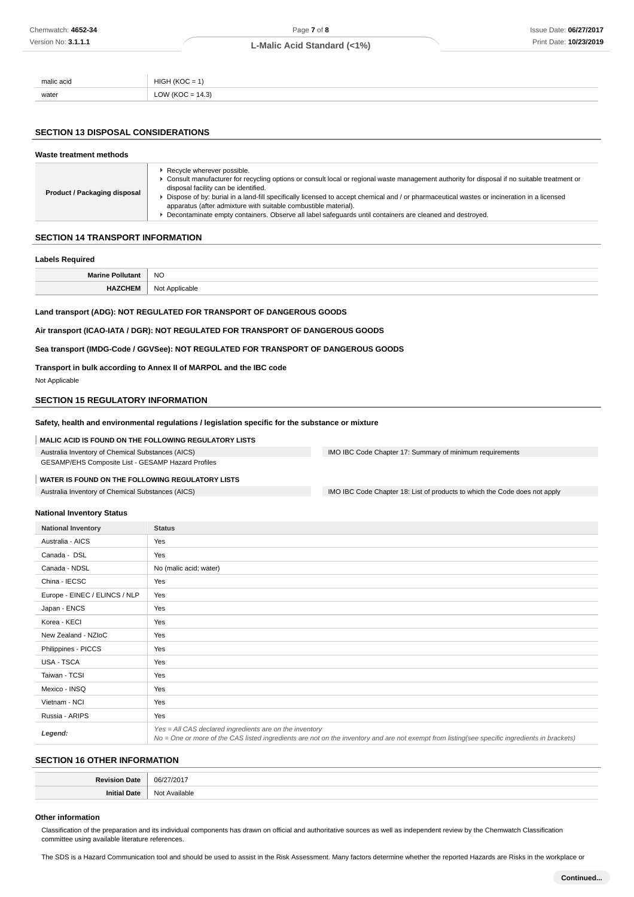| | |
|---|---|
| malic acid | HIGH (KOC = 1) |
| water | LOW (KOC = 14.3) |

## SECTION 13 DISPOSAL CONSIDERATIONS

### Waste treatment methods

| | |
|---|---|
| Product / Packaging disposal | ▸ Recycle wherever possible.<br>▸ Consult manufacturer for recycling options or consult local or regional waste management authority for disposal if no suitable treatment or disposal facility can be identified.<br>▸ Dispose of by: burial in a land-fill specifically licensed to accept chemical and / or pharmaceutical wastes or incineration in a licensed apparatus (after admixture with suitable combustible material).<br>▸ Decontaminate empty containers. Observe all label safeguards until containers are cleaned and destroyed. |

## SECTION 14 TRANSPORT INFORMATION

### Labels Required

| | |
|---|---|
| Marine Pollutant | NO |
| HAZCHEM | Not Applicable |

**Land transport (ADG): NOT REGULATED FOR TRANSPORT OF DANGEROUS GOODS**

**Air transport (ICAO-IATA / DGR): NOT REGULATED FOR TRANSPORT OF DANGEROUS GOODS**

**Sea transport (IMDG-Code / GGVSee): NOT REGULATED FOR TRANSPORT OF DANGEROUS GOODS**

**Transport in bulk according to Annex II of MARPOL and the IBC code**

Not Applicable

## SECTION 15 REGULATORY INFORMATION

### Safety, health and environmental regulations / legislation specific for the substance or mixture

**MALIC ACID IS FOUND ON THE FOLLOWING REGULATORY LISTS**

Australia Inventory of Chemical Substances (AICS)

GESAMP/EHS Composite List - GESAMP Hazard Profiles

IMO IBC Code Chapter 17: Summary of minimum requirements

**WATER IS FOUND ON THE FOLLOWING REGULATORY LISTS**

Australia Inventory of Chemical Substances (AICS)

IMO IBC Code Chapter 18: List of products to which the Code does not apply

### National Inventory Status

| National Inventory | Status |
|---|---|
| Australia - AICS | Yes |
| Canada - DSL | Yes |
| Canada - NDSL | No (malic acid; water) |
| China - IECSC | Yes |
| Europe - EINEC / ELINCS / NLP | Yes |
| Japan - ENCS | Yes |
| Korea - KECI | Yes |
| New Zealand - NZIoC | Yes |
| Philippines - PICCS | Yes |
| USA - TSCA | Yes |
| Taiwan - TCSI | Yes |
| Mexico - INSQ | Yes |
| Vietnam - NCI | Yes |
| Russia - ARIPS | Yes |
| *Legend:* | *Yes = All CAS declared ingredients are on the inventory*<br>*No = One or more of the CAS listed ingredients are not on the inventory and are not exempt from listing(see specific ingredients in brackets)* |

## SECTION 16 OTHER INFORMATION

| | |
|---|---|
| Revision Date | 06/27/2017 |
| Initial Date | Not Available |

### Other information

Classification of the preparation and its individual components has drawn on official and authoritative sources as well as independent review by the Chemwatch Classification committee using available literature references.

The SDS is a Hazard Communication tool and should be used to assist in the Risk Assessment. Many factors determine whether the reported Hazards are Risks in the workplace or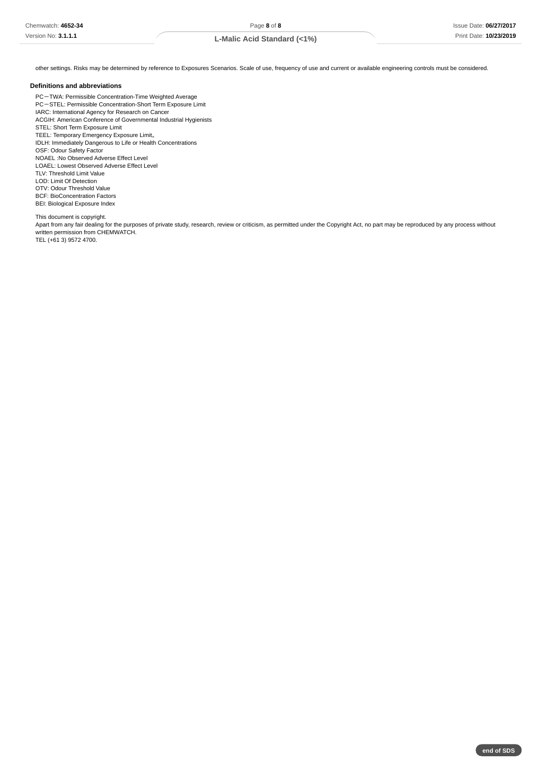other settings. Risks may be determined by reference to Exposures Scenarios. Scale of use, frequency of use and current or available engineering controls must be considered.

### Definitions and abbreviations

PC－TWA: Permissible Concentration-Time Weighted Average
PC－STEL: Permissible Concentration-Short Term Exposure Limit
IARC: International Agency for Research on Cancer
ACGIH: American Conference of Governmental Industrial Hygienists
STEL: Short Term Exposure Limit
TEEL: Temporary Emergency Exposure Limit。
IDLH: Immediately Dangerous to Life or Health Concentrations
OSF: Odour Safety Factor
NOAEL :No Observed Adverse Effect Level
LOAEL: Lowest Observed Adverse Effect Level
TLV: Threshold Limit Value
LOD: Limit Of Detection
OTV: Odour Threshold Value
BCF: BioConcentration Factors
BEI: Biological Exposure Index

This document is copyright.
Apart from any fair dealing for the purposes of private study, research, review or criticism, as permitted under the Copyright Act, no part may be reproduced by any process without written permission from CHEMWATCH.
TEL (+61 3) 9572 4700.

end of SDS